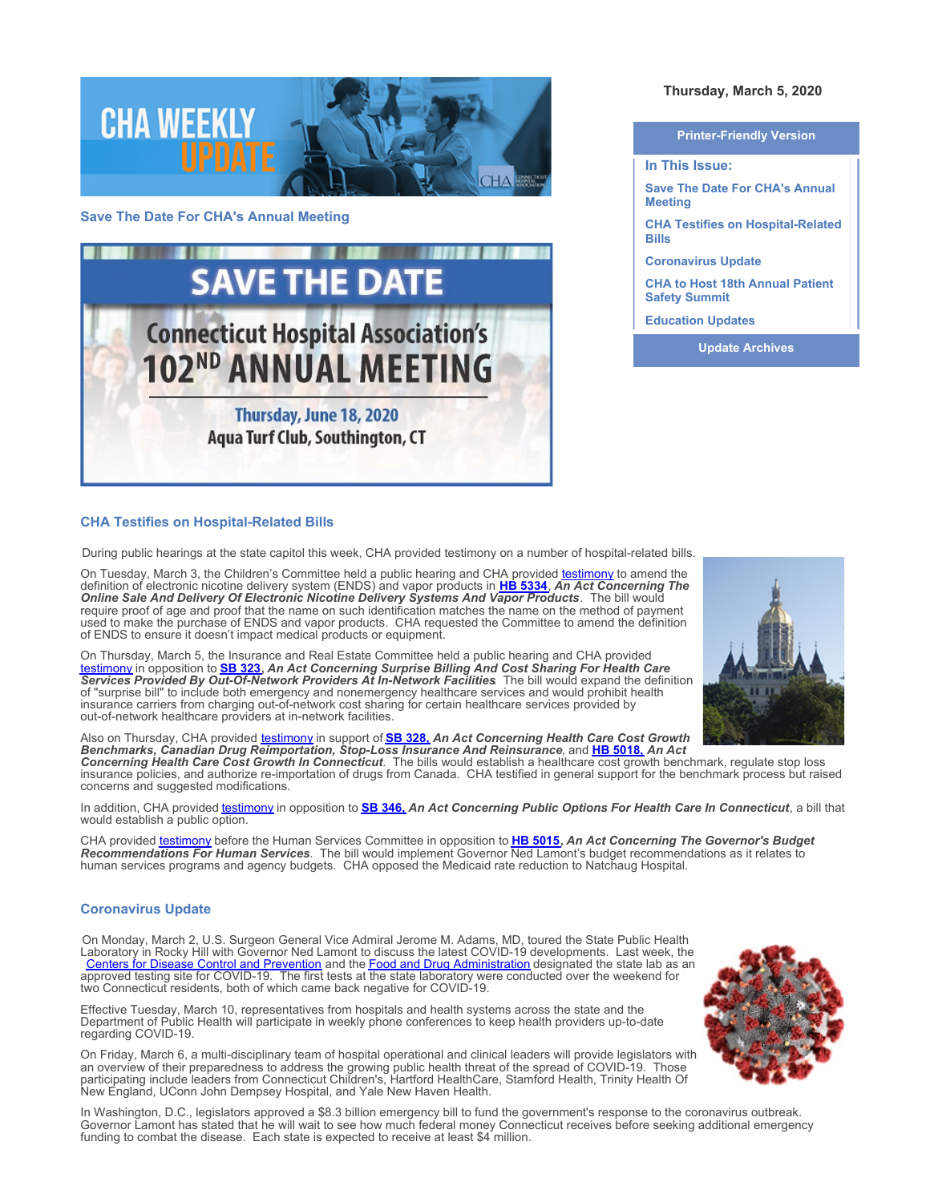Thursday, March 5, 2020

Printer-Friendly Version

**In This Issue:**

- Save The Date For CHA's Annual Meeting
- CHA Testifies on Hospital-Related Bills
- Coronavirus Update
- CHA to Host 18th Annual Patient Safety Summit
- Education Updates

Update Archives

## Save The Date For CHA's Annual Meeting

**SAVE THE DATE**

**Connecticut Hospital Association's 102ND ANNUAL MEETING**

**Thursday, June 18, 2020**
**Aqua Turf Club, Southington, CT**

## CHA Testifies on Hospital-Related Bills

During public hearings at the state capitol this week, CHA provided testimony on a number of hospital-related bills.

On Tuesday, March 3, the Children's Committee held a public hearing and CHA provided testimony to amend the definition of electronic nicotine delivery system (ENDS) and vapor products in **HB 5334**, ***An Act Concerning The Online Sale And Delivery Of Electronic Nicotine Delivery Systems And Vapor Products***. The bill would require proof of age and proof that the name on such identification matches the name on the method of payment used to make the purchase of ENDS and vapor products. CHA requested the Committee to amend the definition of ENDS to ensure it doesn't impact medical products or equipment.

On Thursday, March 5, the Insurance and Real Estate Committee held a public hearing and CHA provided testimony in opposition to **SB 323**, ***An Act Concerning Surprise Billing And Cost Sharing For Health Care Services Provided By Out-Of-Network Providers At In-Network Facilities***. The bill would expand the definition of "surprise bill" to include both emergency and nonemergency healthcare services and would prohibit health insurance carriers from charging out-of-network cost sharing for certain healthcare services provided by out-of-network healthcare providers at in-network facilities.

Also on Thursday, CHA provided testimony in support of **SB 328**, ***An Act Concerning Health Care Cost Growth Benchmarks, Canadian Drug Reimportation, Stop-Loss Insurance And Reinsurance***, and **HB 5018**, ***An Act Concerning Health Care Cost Growth In Connecticut***. The bills would establish a healthcare cost growth benchmark, regulate stop loss insurance policies, and authorize re-importation of drugs from Canada. CHA testified in general support for the benchmark process but raised concerns and suggested modifications.

In addition, CHA provided testimony in opposition to **SB 346**, ***An Act Concerning Public Options For Health Care In Connecticut***, a bill that would establish a public option.

CHA provided testimony before the Human Services Committee in opposition to **HB 5015**, ***An Act Concerning The Governor's Budget Recommendations For Human Services***. The bill would implement Governor Ned Lamont's budget recommendations as it relates to human services programs and agency budgets. CHA opposed the Medicaid rate reduction to Natchaug Hospital.

## Coronavirus Update

On Monday, March 2, U.S. Surgeon General Vice Admiral Jerome M. Adams, MD, toured the State Public Health Laboratory in Rocky Hill with Governor Ned Lamont to discuss the latest COVID-19 developments. Last week, the Centers for Disease Control and Prevention and the Food and Drug Administration designated the state lab as an approved testing site for COVID-19. The first tests at the state laboratory were conducted over the weekend for two Connecticut residents, both of which came back negative for COVID-19.

Effective Tuesday, March 10, representatives from hospitals and health systems across the state and the Department of Public Health will participate in weekly phone conferences to keep health providers up-to-date regarding COVID-19.

On Friday, March 6, a multi-disciplinary team of hospital operational and clinical leaders will provide legislators with an overview of their preparedness to address the growing public health threat of the spread of COVID-19. Those participating include leaders from Connecticut Children's, Hartford HealthCare, Stamford Health, Trinity Health Of New England, UConn John Dempsey Hospital, and Yale New Haven Health.

In Washington, D.C., legislators approved a $8.3 billion emergency bill to fund the government's response to the coronavirus outbreak. Governor Lamont has stated that he will wait to see how much federal money Connecticut receives before seeking additional emergency funding to combat the disease. Each state is expected to receive at least $4 million.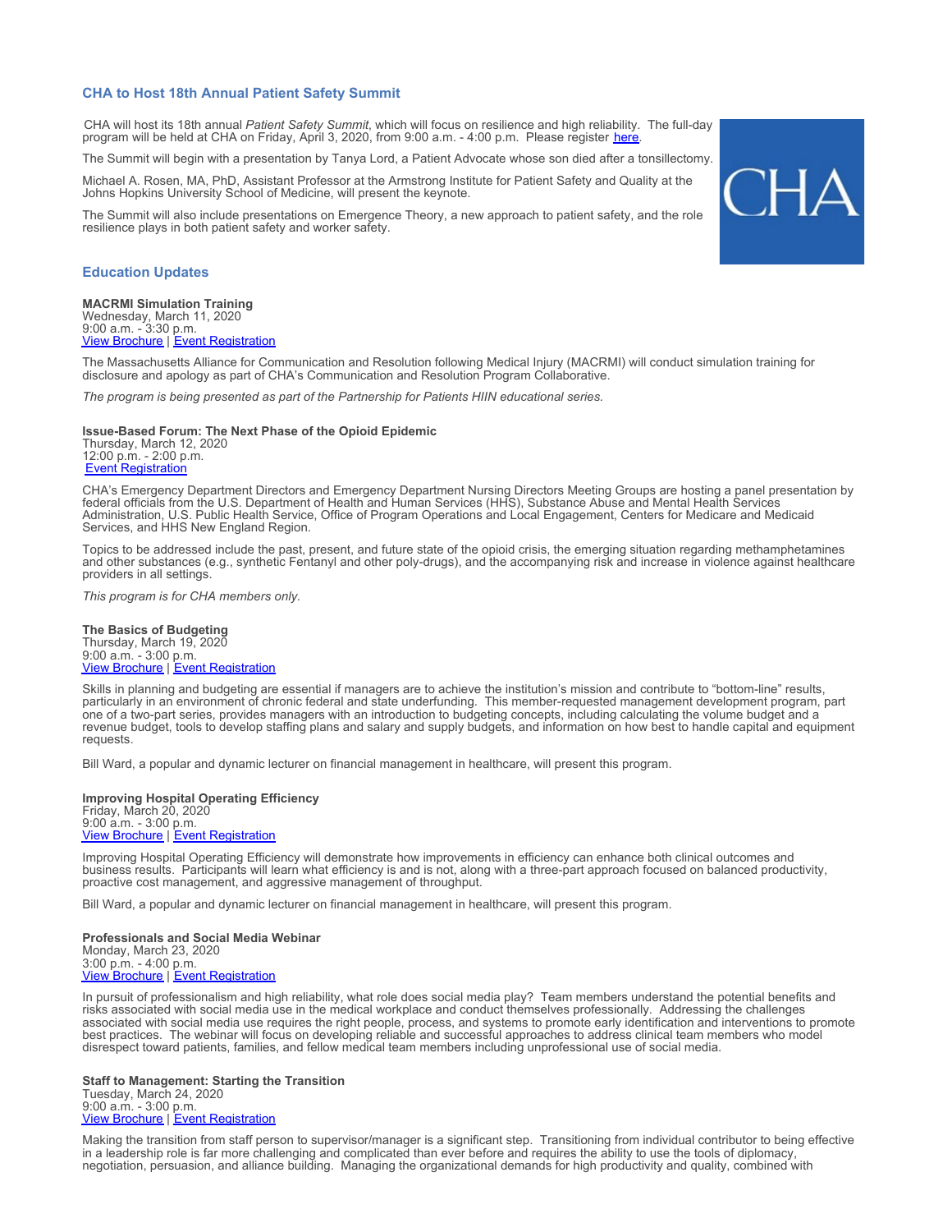## CHA to Host 18th Annual Patient Safety Summit

CHA will host its 18th annual *Patient Safety Summit*, which will focus on resilience and high reliability. The full-day program will be held at CHA on Friday, April 3, 2020, from 9:00 a.m. - 4:00 p.m. Please register here.

The Summit will begin with a presentation by Tanya Lord, a Patient Advocate whose son died after a tonsillectomy.

Michael A. Rosen, MA, PhD, Assistant Professor at the Armstrong Institute for Patient Safety and Quality at the Johns Hopkins University School of Medicine, will present the keynote.

The Summit will also include presentations on Emergence Theory, a new approach to patient safety, and the role resilience plays in both patient safety and worker safety.

## Education Updates

**MACRMI Simulation Training**
Wednesday, March 11, 2020
9:00 a.m. - 3:30 p.m.
View Brochure | Event Registration

The Massachusetts Alliance for Communication and Resolution following Medical Injury (MACRMI) will conduct simulation training for disclosure and apology as part of CHA's Communication and Resolution Program Collaborative.

*The program is being presented as part of the Partnership for Patients HIIN educational series.*

**Issue-Based Forum: The Next Phase of the Opioid Epidemic**
Thursday, March 12, 2020
12:00 p.m. - 2:00 p.m.
Event Registration

CHA's Emergency Department Directors and Emergency Department Nursing Directors Meeting Groups are hosting a panel presentation by federal officials from the U.S. Department of Health and Human Services (HHS), Substance Abuse and Mental Health Services Administration, U.S. Public Health Service, Office of Program Operations and Local Engagement, Centers for Medicare and Medicaid Services, and HHS New England Region.

Topics to be addressed include the past, present, and future state of the opioid crisis, the emerging situation regarding methamphetamines and other substances (e.g., synthetic Fentanyl and other poly-drugs), and the accompanying risk and increase in violence against healthcare providers in all settings.

*This program is for CHA members only.*

**The Basics of Budgeting**
Thursday, March 19, 2020
9:00 a.m. - 3:00 p.m.
View Brochure | Event Registration

Skills in planning and budgeting are essential if managers are to achieve the institution's mission and contribute to "bottom-line" results, particularly in an environment of chronic federal and state underfunding. This member-requested management development program, part one of a two-part series, provides managers with an introduction to budgeting concepts, including calculating the volume budget and a revenue budget, tools to develop staffing plans and salary and supply budgets, and information on how best to handle capital and equipment requests.

Bill Ward, a popular and dynamic lecturer on financial management in healthcare, will present this program.

**Improving Hospital Operating Efficiency**
Friday, March 20, 2020
9:00 a.m. - 3:00 p.m.
View Brochure | Event Registration

Improving Hospital Operating Efficiency will demonstrate how improvements in efficiency can enhance both clinical outcomes and business results. Participants will learn what efficiency is and is not, along with a three-part approach focused on balanced productivity, proactive cost management, and aggressive management of throughput.

Bill Ward, a popular and dynamic lecturer on financial management in healthcare, will present this program.

**Professionals and Social Media Webinar**
Monday, March 23, 2020
3:00 p.m. - 4:00 p.m.
View Brochure | Event Registration

In pursuit of professionalism and high reliability, what role does social media play? Team members understand the potential benefits and risks associated with social media use in the medical workplace and conduct themselves professionally. Addressing the challenges associated with social media use requires the right people, process, and systems to promote early identification and interventions to promote best practices. The webinar will focus on developing reliable and successful approaches to address clinical team members who model disrespect toward patients, families, and fellow medical team members including unprofessional use of social media.

**Staff to Management: Starting the Transition**
Tuesday, March 24, 2020
9:00 a.m. - 3:00 p.m.
View Brochure | Event Registration

Making the transition from staff person to supervisor/manager is a significant step. Transitioning from individual contributor to being effective in a leadership role is far more challenging and complicated than ever before and requires the ability to use the tools of diplomacy, negotiation, persuasion, and alliance building. Managing the organizational demands for high productivity and quality, combined with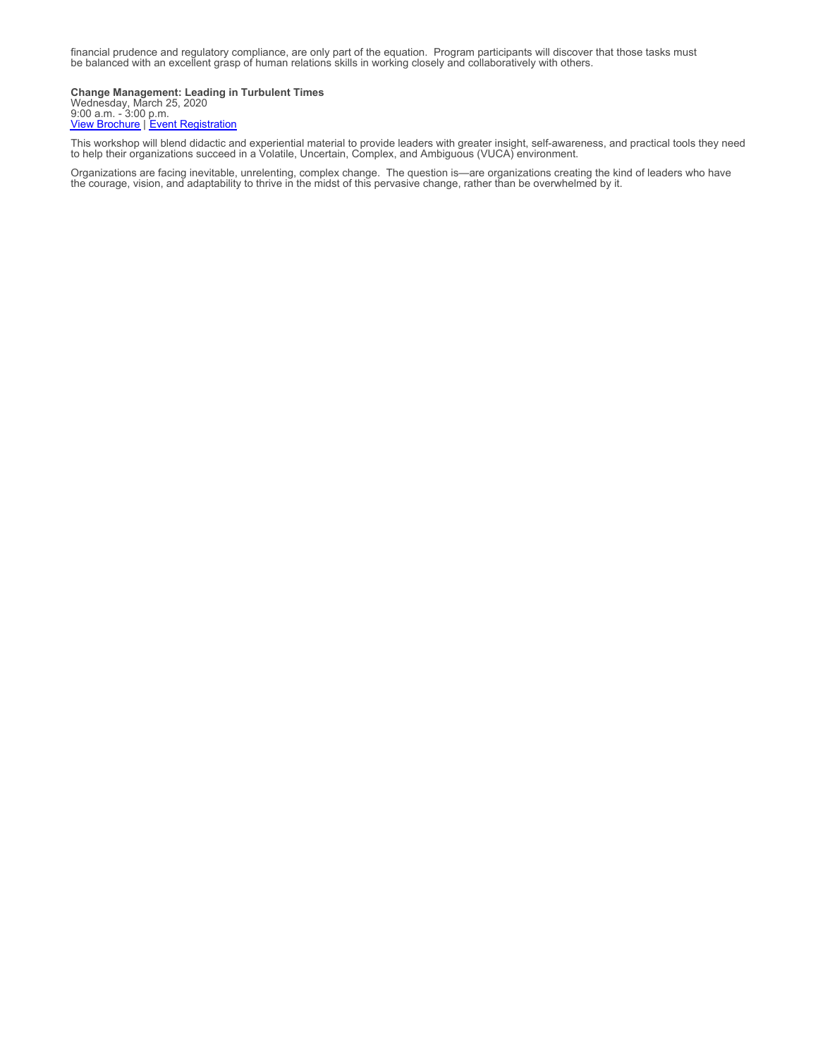financial prudence and regulatory compliance, are only part of the equation. Program participants will discover that those tasks must be balanced with an excellent grasp of human relations skills in working closely and collaboratively with others.

**Change Management: Leading in Turbulent Times**
Wednesday, March 25, 2020
9:00 a.m. - 3:00 p.m.
View Brochure | Event Registration

This workshop will blend didactic and experiential material to provide leaders with greater insight, self-awareness, and practical tools they need to help their organizations succeed in a Volatile, Uncertain, Complex, and Ambiguous (VUCA) environment.

Organizations are facing inevitable, unrelenting, complex change. The question is—are organizations creating the kind of leaders who have the courage, vision, and adaptability to thrive in the midst of this pervasive change, rather than be overwhelmed by it.